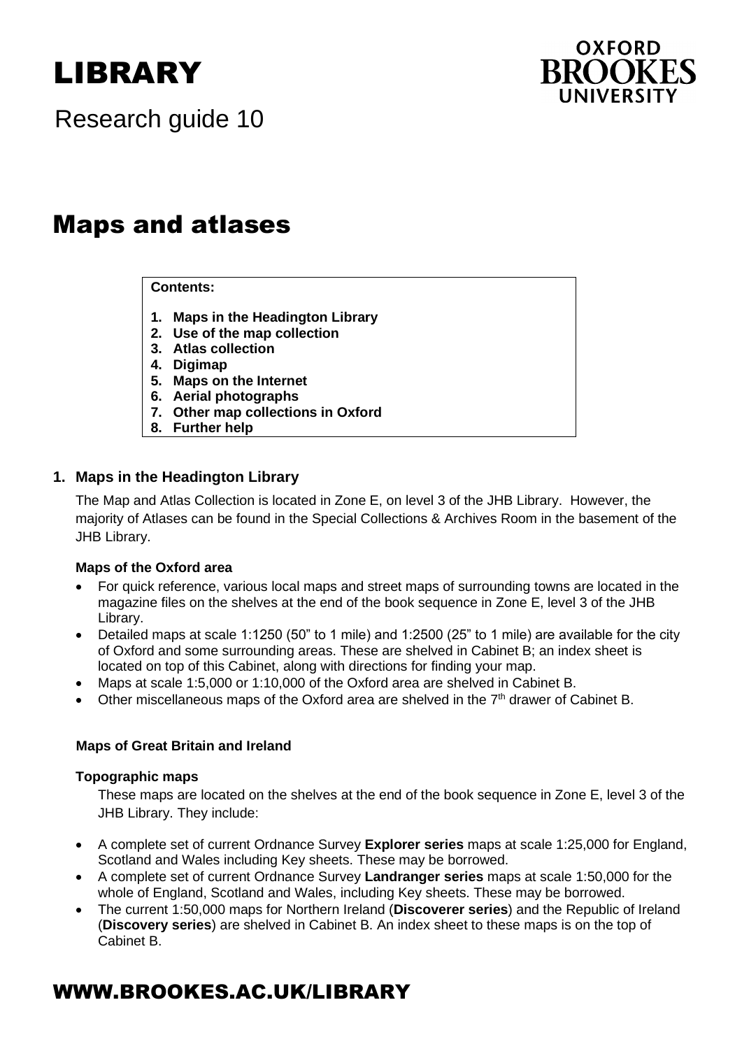# LIBRARY

Research guide 10

# Maps and atlases

**Contents:**

1. **Maps in the Headington Library**
2. **Use of the map collection**
3. **Atlas collection**
4. **Digimap**
5. **Maps on the Internet**
6. **Aerial photographs**
7. **Other map collections in Oxford**
8. **Further help**

## 1. Maps in the Headington Library

The Map and Atlas Collection is located in Zone E, on level 3 of the JHB Library. However, the majority of Atlases can be found in the Special Collections & Archives Room in the basement of the JHB Library.

### Maps of the Oxford area

- For quick reference, various local maps and street maps of surrounding towns are located in the magazine files on the shelves at the end of the book sequence in Zone E, level 3 of the JHB Library.
- Detailed maps at scale 1:1250 (50" to 1 mile) and 1:2500 (25" to 1 mile) are available for the city of Oxford and some surrounding areas. These are shelved in Cabinet B; an index sheet is located on top of this Cabinet, along with directions for finding your map.
- Maps at scale 1:5,000 or 1:10,000 of the Oxford area are shelved in Cabinet B.
- Other miscellaneous maps of the Oxford area are shelved in the 7th drawer of Cabinet B.

### Maps of Great Britain and Ireland

#### Topographic maps

These maps are located on the shelves at the end of the book sequence in Zone E, level 3 of the JHB Library. They include:

- A complete set of current Ordnance Survey **Explorer series** maps at scale 1:25,000 for England, Scotland and Wales including Key sheets. These may be borrowed.
- A complete set of current Ordnance Survey **Landranger series** maps at scale 1:50,000 for the whole of England, Scotland and Wales, including Key sheets. These may be borrowed.
- The current 1:50,000 maps for Northern Ireland (**Discoverer series**) and the Republic of Ireland (**Discovery series**) are shelved in Cabinet B. An index sheet to these maps is on the top of Cabinet B.

WWW.BROOKES.AC.UK/LIBRARY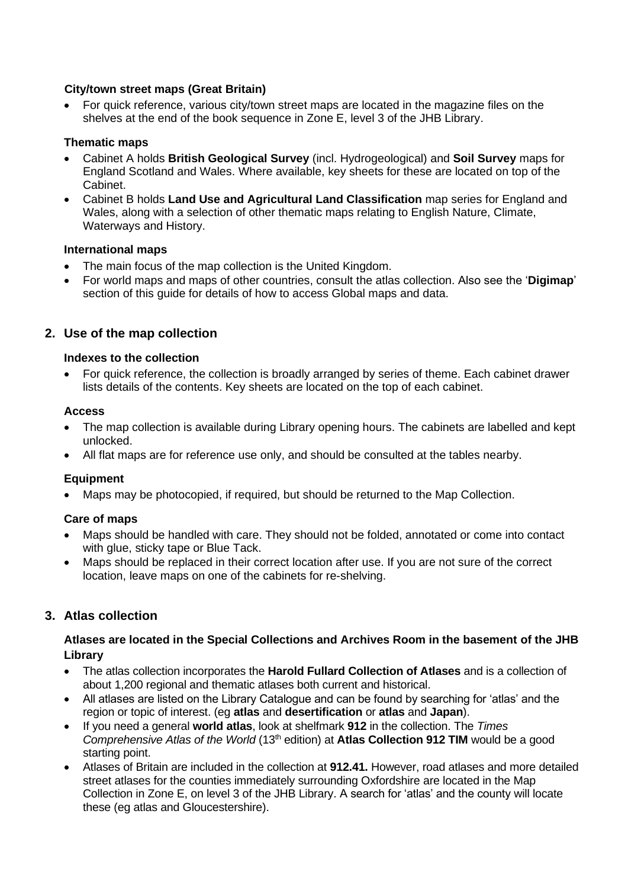### City/town street maps (Great Britain)

- For quick reference, various city/town street maps are located in the magazine files on the shelves at the end of the book sequence in Zone E, level 3 of the JHB Library.

### Thematic maps

- Cabinet A holds **British Geological Survey** (incl. Hydrogeological) and **Soil Survey** maps for England Scotland and Wales. Where available, key sheets for these are located on top of the Cabinet.
- Cabinet B holds **Land Use and Agricultural Land Classification** map series for England and Wales, along with a selection of other thematic maps relating to English Nature, Climate, Waterways and History.

### International maps

- The main focus of the map collection is the United Kingdom.
- For world maps and maps of other countries, consult the atlas collection. Also see the '**Digimap**' section of this guide for details of how to access Global maps and data.

## 2. Use of the map collection

### Indexes to the collection

- For quick reference, the collection is broadly arranged by series of theme. Each cabinet drawer lists details of the contents. Key sheets are located on the top of each cabinet.

### Access

- The map collection is available during Library opening hours. The cabinets are labelled and kept unlocked.
- All flat maps are for reference use only, and should be consulted at the tables nearby.

### Equipment

- Maps may be photocopied, if required, but should be returned to the Map Collection.

### Care of maps

- Maps should be handled with care. They should not be folded, annotated or come into contact with glue, sticky tape or Blue Tack.
- Maps should be replaced in their correct location after use. If you are not sure of the correct location, leave maps on one of the cabinets for re-shelving.

## 3. Atlas collection

### Atlases are located in the Special Collections and Archives Room in the basement of the JHB Library

- The atlas collection incorporates the **Harold Fullard Collection of Atlases** and is a collection of about 1,200 regional and thematic atlases both current and historical.
- All atlases are listed on the Library Catalogue and can be found by searching for 'atlas' and the region or topic of interest. (eg **atlas** and **desertification** or **atlas** and **Japan**).
- If you need a general **world atlas**, look at shelfmark **912** in the collection. The *Times Comprehensive Atlas of the World* (13th edition) at **Atlas Collection 912 TIM** would be a good starting point.
- Atlases of Britain are included in the collection at **912.41.** However, road atlases and more detailed street atlases for the counties immediately surrounding Oxfordshire are located in the Map Collection in Zone E, on level 3 of the JHB Library. A search for 'atlas' and the county will locate these (eg atlas and Gloucestershire).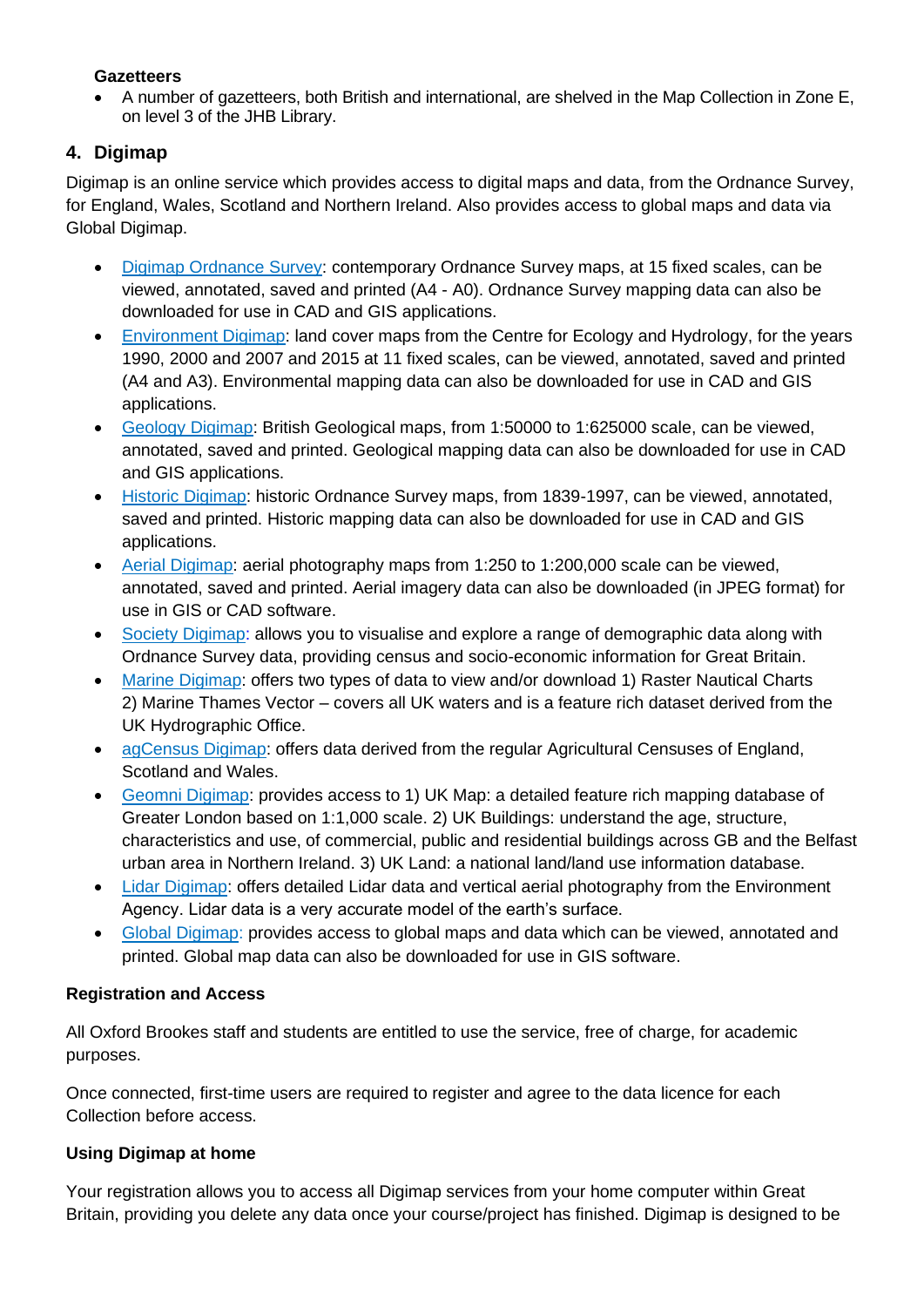**Gazetteers**

- A number of gazetteers, both British and international, are shelved in the Map Collection in Zone E, on level 3 of the JHB Library.

## 4. Digimap

Digimap is an online service which provides access to digital maps and data, from the Ordnance Survey, for England, Wales, Scotland and Northern Ireland. Also provides access to global maps and data via Global Digimap.

- Digimap Ordnance Survey: contemporary Ordnance Survey maps, at 15 fixed scales, can be viewed, annotated, saved and printed (A4 - A0). Ordnance Survey mapping data can also be downloaded for use in CAD and GIS applications.
- Environment Digimap: land cover maps from the Centre for Ecology and Hydrology, for the years 1990, 2000 and 2007 and 2015 at 11 fixed scales, can be viewed, annotated, saved and printed (A4 and A3). Environmental mapping data can also be downloaded for use in CAD and GIS applications.
- Geology Digimap: British Geological maps, from 1:50000 to 1:625000 scale, can be viewed, annotated, saved and printed. Geological mapping data can also be downloaded for use in CAD and GIS applications.
- Historic Digimap: historic Ordnance Survey maps, from 1839-1997, can be viewed, annotated, saved and printed. Historic mapping data can also be downloaded for use in CAD and GIS applications.
- Aerial Digimap: aerial photography maps from 1:250 to 1:200,000 scale can be viewed, annotated, saved and printed. Aerial imagery data can also be downloaded (in JPEG format) for use in GIS or CAD software.
- Society Digimap: allows you to visualise and explore a range of demographic data along with Ordnance Survey data, providing census and socio-economic information for Great Britain.
- Marine Digimap: offers two types of data to view and/or download 1) Raster Nautical Charts 2) Marine Thames Vector – covers all UK waters and is a feature rich dataset derived from the UK Hydrographic Office.
- agCensus Digimap: offers data derived from the regular Agricultural Censuses of England, Scotland and Wales.
- Geomni Digimap: provides access to 1) UK Map: a detailed feature rich mapping database of Greater London based on 1:1,000 scale. 2) UK Buildings: understand the age, structure, characteristics and use, of commercial, public and residential buildings across GB and the Belfast urban area in Northern Ireland. 3) UK Land: a national land/land use information database.
- Lidar Digimap: offers detailed Lidar data and vertical aerial photography from the Environment Agency. Lidar data is a very accurate model of the earth's surface.
- Global Digimap: provides access to global maps and data which can be viewed, annotated and printed. Global map data can also be downloaded for use in GIS software.

**Registration and Access**

All Oxford Brookes staff and students are entitled to use the service, free of charge, for academic purposes.

Once connected, first-time users are required to register and agree to the data licence for each Collection before access.

**Using Digimap at home**

Your registration allows you to access all Digimap services from your home computer within Great Britain, providing you delete any data once your course/project has finished. Digimap is designed to be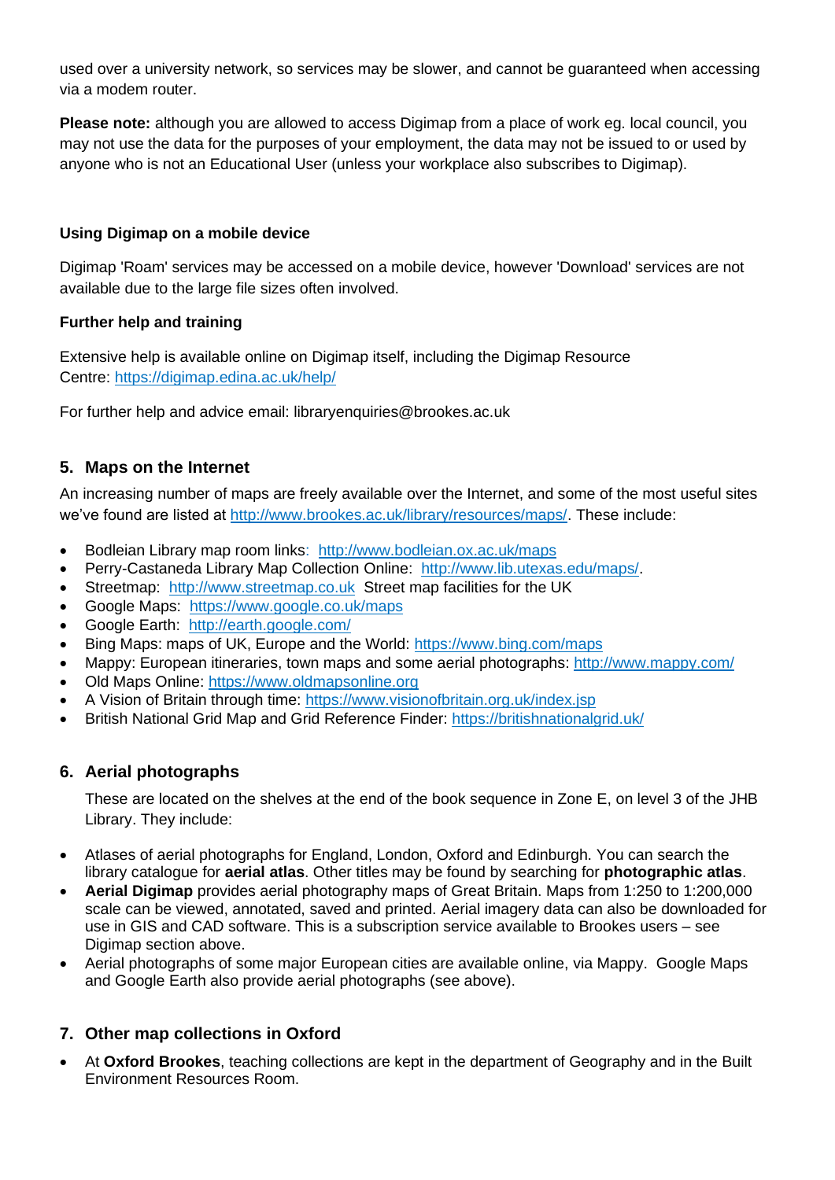used over a university network, so services may be slower, and cannot be guaranteed when accessing via a modem router.

**Please note:** although you are allowed to access Digimap from a place of work eg. local council, you may not use the data for the purposes of your employment, the data may not be issued to or used by anyone who is not an Educational User (unless your workplace also subscribes to Digimap).

**Using Digimap on a mobile device**

Digimap 'Roam' services may be accessed on a mobile device, however 'Download' services are not available due to the large file sizes often involved.

**Further help and training**

Extensive help is available online on Digimap itself, including the Digimap Resource Centre: https://digimap.edina.ac.uk/help/

For further help and advice email: libraryenquiries@brookes.ac.uk

## 5. Maps on the Internet

An increasing number of maps are freely available over the Internet, and some of the most useful sites we've found are listed at http://www.brookes.ac.uk/library/resources/maps/. These include:

- Bodleian Library map room links: http://www.bodleian.ox.ac.uk/maps
- Perry-Castaneda Library Map Collection Online: http://www.lib.utexas.edu/maps/.
- Streetmap: http://www.streetmap.co.uk Street map facilities for the UK
- Google Maps: https://www.google.co.uk/maps
- Google Earth: http://earth.google.com/
- Bing Maps: maps of UK, Europe and the World: https://www.bing.com/maps
- Mappy: European itineraries, town maps and some aerial photographs: http://www.mappy.com/
- Old Maps Online: https://www.oldmapsonline.org
- A Vision of Britain through time: https://www.visionofbritain.org.uk/index.jsp
- British National Grid Map and Grid Reference Finder: https://britishnationalgrid.uk/

## 6. Aerial photographs

These are located on the shelves at the end of the book sequence in Zone E, on level 3 of the JHB Library. They include:

- Atlases of aerial photographs for England, London, Oxford and Edinburgh. You can search the library catalogue for **aerial atlas**. Other titles may be found by searching for **photographic atlas**.
- **Aerial Digimap** provides aerial photography maps of Great Britain. Maps from 1:250 to 1:200,000 scale can be viewed, annotated, saved and printed. Aerial imagery data can also be downloaded for use in GIS and CAD software. This is a subscription service available to Brookes users – see Digimap section above.
- Aerial photographs of some major European cities are available online, via Mappy. Google Maps and Google Earth also provide aerial photographs (see above).

## 7. Other map collections in Oxford

- At **Oxford Brookes**, teaching collections are kept in the department of Geography and in the Built Environment Resources Room.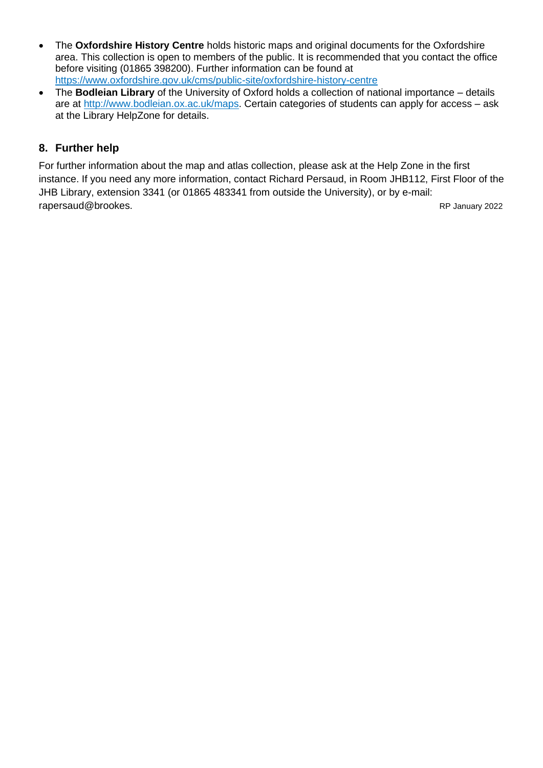- The **Oxfordshire History Centre** holds historic maps and original documents for the Oxfordshire area. This collection is open to members of the public. It is recommended that you contact the office before visiting (01865 398200). Further information can be found at https://www.oxfordshire.gov.uk/cms/public-site/oxfordshire-history-centre
- The **Bodleian Library** of the University of Oxford holds a collection of national importance – details are at http://www.bodleian.ox.ac.uk/maps. Certain categories of students can apply for access – ask at the Library HelpZone for details.

## 8. Further help

For further information about the map and atlas collection, please ask at the Help Zone in the first instance. If you need any more information, contact Richard Persaud, in Room JHB112, First Floor of the JHB Library, extension 3341 (or 01865 483341 from outside the University), or by e-mail: rapersaud@brookes.

RP January 2022